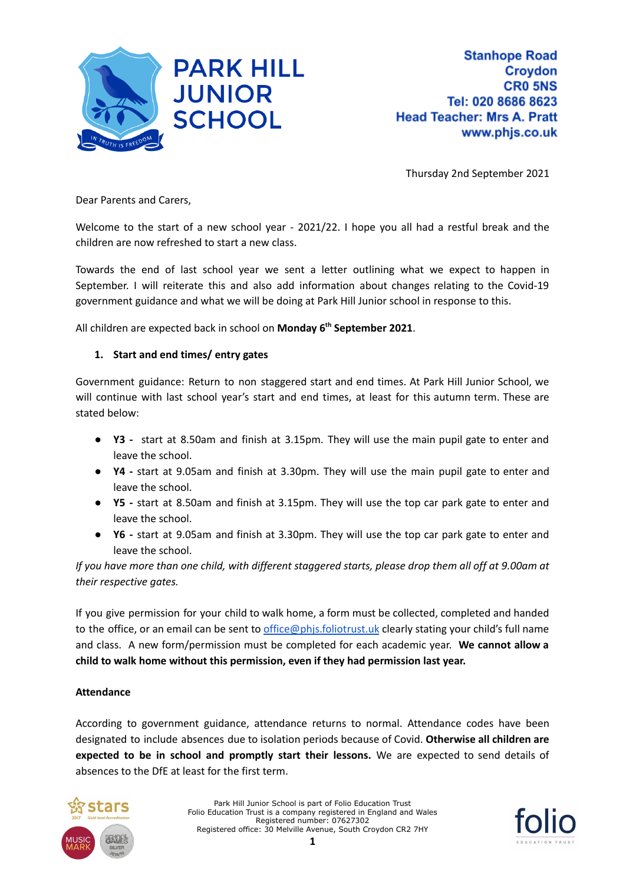# PARK HILL JUNIOR SCHOOL

**Stanhope Road**
**Croydon**
**CR0 5NS**
**Tel: 020 8686 8623**
**Head Teacher: Mrs A. Pratt**
**www.phjs.co.uk**

Thursday 2nd September 2021

Dear Parents and Carers,

Welcome to the start of a new school year - 2021/22. I hope you all had a restful break and the children are now refreshed to start a new class.

Towards the end of last school year we sent a letter outlining what we expect to happen in September. I will reiterate this and also add information about changes relating to the Covid-19 government guidance and what we will be doing at Park Hill Junior school in response to this.

All children are expected back in school on **Monday 6th September 2021**.

1. **Start and end times/ entry gates**

Government guidance: Return to non staggered start and end times. At Park Hill Junior School, we will continue with last school year's start and end times, at least for this autumn term. These are stated below:

- **Y3 -** start at 8.50am and finish at 3.15pm. They will use the main pupil gate to enter and leave the school.
- **Y4 -** start at 9.05am and finish at 3.30pm. They will use the main pupil gate to enter and leave the school.
- **Y5 -** start at 8.50am and finish at 3.15pm. They will use the top car park gate to enter and leave the school.
- **Y6 -** start at 9.05am and finish at 3.30pm. They will use the top car park gate to enter and leave the school.

*If you have more than one child, with different staggered starts, please drop them all off at 9.00am at their respective gates.*

If you give permission for your child to walk home, a form must be collected, completed and handed to the office, or an email can be sent to office@phjs.foliotrust.uk clearly stating your child's full name and class. A new form/permission must be completed for each academic year. **We cannot allow a child to walk home without this permission, even if they had permission last year.**

**Attendance**

According to government guidance, attendance returns to normal. Attendance codes have been designated to include absences due to isolation periods because of Covid. **Otherwise all children are expected to be in school and promptly start their lessons.** We are expected to send details of absences to the DfE at least for the first term.

Park Hill Junior School is part of Folio Education Trust
Folio Education Trust is a company registered in England and Wales
Registered number: 07627302
Registered office: 30 Melville Avenue, South Croydon CR2 7HY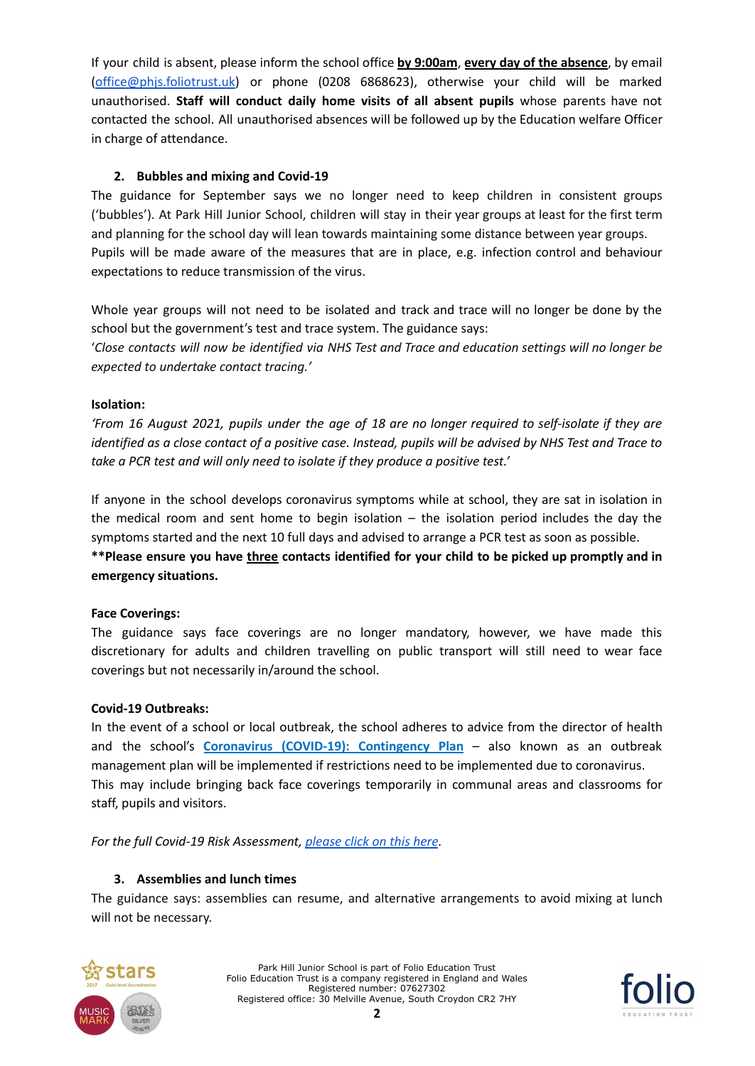If your child is absent, please inform the school office **by 9:00am**, **every day of the absence**, by email ([office@phjs.foliotrust.uk](mailto:office@phjs.foliotrust.uk)) or phone (0208 6868623), otherwise your child will be marked unauthorised. **Staff will conduct daily home visits of all absent pupils** whose parents have not contacted the school. All unauthorised absences will be followed up by the Education welfare Officer in charge of attendance.

### 2. Bubbles and mixing and Covid-19

The guidance for September says we no longer need to keep children in consistent groups ('bubbles'). At Park Hill Junior School, children will stay in their year groups at least for the first term and planning for the school day will lean towards maintaining some distance between year groups.
Pupils will be made aware of the measures that are in place, e.g. infection control and behaviour expectations to reduce transmission of the virus.

Whole year groups will not need to be isolated and track and trace will no longer be done by the school but the government's test and trace system. The guidance says:
'*Close contacts will now be identified via NHS Test and Trace and education settings will no longer be expected to undertake contact tracing.'*

**Isolation:**

*'From 16 August 2021, pupils under the age of 18 are no longer required to self-isolate if they are identified as a close contact of a positive case. Instead, pupils will be advised by NHS Test and Trace to take a PCR test and will only need to isolate if they produce a positive test.'*

If anyone in the school develops coronavirus symptoms while at school, they are sat in isolation in the medical room and sent home to begin isolation – the isolation period includes the day the symptoms started and the next 10 full days and advised to arrange a PCR test as soon as possible.
**\*\*Please ensure you have <u>three</u> contacts identified for your child to be picked up promptly and in emergency situations.**

**Face Coverings:**

The guidance says face coverings are no longer mandatory, however, we have made this discretionary for adults and children travelling on public transport will still need to wear face coverings but not necessarily in/around the school.

**Covid-19 Outbreaks:**

In the event of a school or local outbreak, the school adheres to advice from the director of health and the school's **Coronavirus (COVID-19): Contingency Plan** – also known as an outbreak management plan will be implemented if restrictions need to be implemented due to coronavirus.
This may include bringing back face coverings temporarily in communal areas and classrooms for staff, pupils and visitors.

*For the full Covid-19 Risk Assessment, please click on this here.*

### 3. Assemblies and lunch times

The guidance says: assemblies can resume, and alternative arrangements to avoid mixing at lunch will not be necessary.

Park Hill Junior School is part of Folio Education Trust
Folio Education Trust is a company registered in England and Wales
Registered number: 07627302
Registered office: 30 Melville Avenue, South Croydon CR2 7HY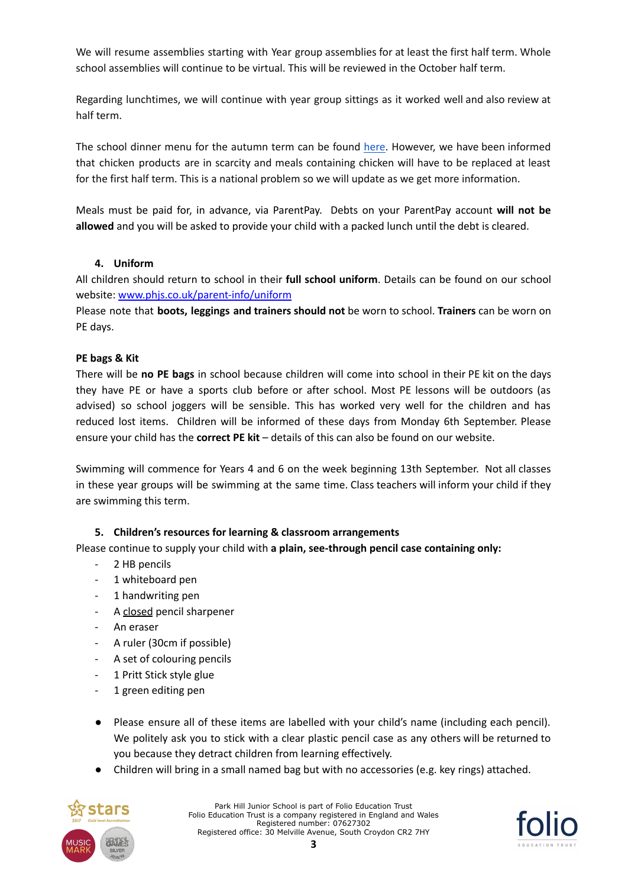We will resume assemblies starting with Year group assemblies for at least the first half term. Whole school assemblies will continue to be virtual. This will be reviewed in the October half term.

Regarding lunchtimes, we will continue with year group sittings as it worked well and also review at half term.

The school dinner menu for the autumn term can be found here. However, we have been informed that chicken products are in scarcity and meals containing chicken will have to be replaced at least for the first half term. This is a national problem so we will update as we get more information.

Meals must be paid for, in advance, via ParentPay. Debts on your ParentPay account **will not be allowed** and you will be asked to provide your child with a packed lunch until the debt is cleared.

### 4. Uniform

All children should return to school in their **full school uniform**. Details can be found on our school website: www.phjs.co.uk/parent-info/uniform

Please note that **boots, leggings and trainers should not** be worn to school. **Trainers** can be worn on PE days.

**PE bags & Kit**

There will be **no PE bags** in school because children will come into school in their PE kit on the days they have PE or have a sports club before or after school. Most PE lessons will be outdoors (as advised) so school joggers will be sensible. This has worked very well for the children and has reduced lost items. Children will be informed of these days from Monday 6th September. Please ensure your child has the **correct PE kit** – details of this can also be found on our website.

Swimming will commence for Years 4 and 6 on the week beginning 13th September. Not all classes in these year groups will be swimming at the same time. Class teachers will inform your child if they are swimming this term.

### 5. Children's resources for learning & classroom arrangements

Please continue to supply your child with **a plain, see-through pencil case containing only:**

- 2 HB pencils
- 1 whiteboard pen
- 1 handwriting pen
- A closed pencil sharpener
- An eraser
- A ruler (30cm if possible)
- A set of colouring pencils
- 1 Pritt Stick style glue
- 1 green editing pen

- Please ensure all of these items are labelled with your child's name (including each pencil). We politely ask you to stick with a clear plastic pencil case as any others will be returned to you because they detract children from learning effectively.
- Children will bring in a small named bag but with no accessories (e.g. key rings) attached.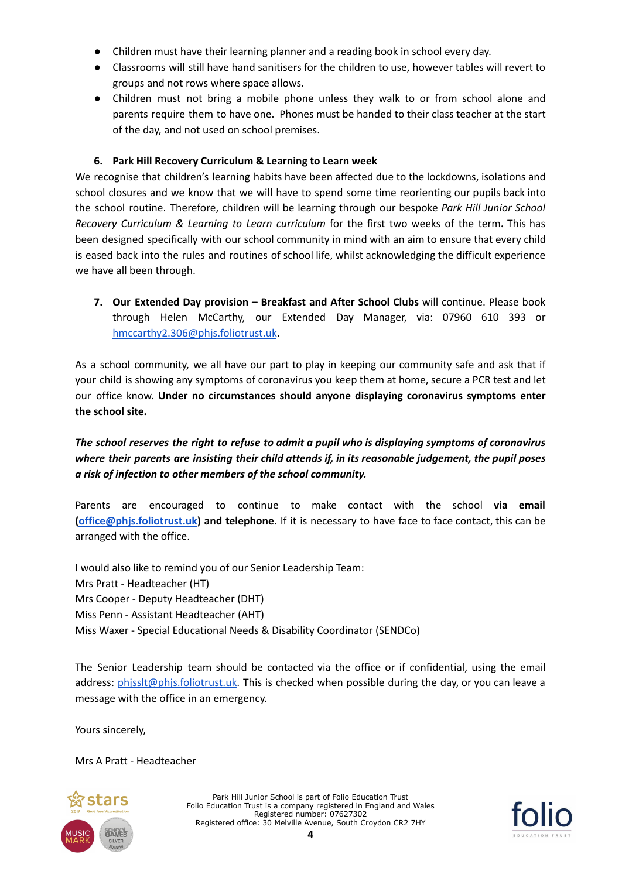- Children must have their learning planner and a reading book in school every day.
- Classrooms will still have hand sanitisers for the children to use, however tables will revert to groups and not rows where space allows.
- Children must not bring a mobile phone unless they walk to or from school alone and parents require them to have one. Phones must be handed to their class teacher at the start of the day, and not used on school premises.

6. **Park Hill Recovery Curriculum & Learning to Learn week**

We recognise that children's learning habits have been affected due to the lockdowns, isolations and school closures and we know that we will have to spend some time reorienting our pupils back into the school routine. Therefore, children will be learning through our bespoke *Park Hill Junior School Recovery Curriculum & Learning to Learn curriculum* for the first two weeks of the term**.** This has been designed specifically with our school community in mind with an aim to ensure that every child is eased back into the rules and routines of school life, whilst acknowledging the difficult experience we have all been through.

7. **Our Extended Day provision – Breakfast and After School Clubs** will continue. Please book through Helen McCarthy, our Extended Day Manager, via: 07960 610 393 or hmccarthy2.306@phjs.foliotrust.uk.

As a school community, we all have our part to play in keeping our community safe and ask that if your child is showing any symptoms of coronavirus you keep them at home, secure a PCR test and let our office know. **Under no circumstances should anyone displaying coronavirus symptoms enter the school site.**

***The school reserves the right to refuse to admit a pupil who is displaying symptoms of coronavirus where their parents are insisting their child attends if, in its reasonable judgement, the pupil poses a risk of infection to other members of the school community.***

Parents are encouraged to continue to make contact with the school **via email (office@phjs.foliotrust.uk) and telephone**. If it is necessary to have face to face contact, this can be arranged with the office.

I would also like to remind you of our Senior Leadership Team:
Mrs Pratt - Headteacher (HT)
Mrs Cooper - Deputy Headteacher (DHT)
Miss Penn - Assistant Headteacher (AHT)
Miss Waxer - Special Educational Needs & Disability Coordinator (SENDCo)

The Senior Leadership team should be contacted via the office or if confidential, using the email address: phjsslt@phjs.foliotrust.uk. This is checked when possible during the day, or you can leave a message with the office in an emergency.

Yours sincerely,

Mrs A Pratt - Headteacher

Park Hill Junior School is part of Folio Education Trust
Folio Education Trust is a company registered in England and Wales
Registered number: 07627302
Registered office: 30 Melville Avenue, South Croydon CR2 7HY